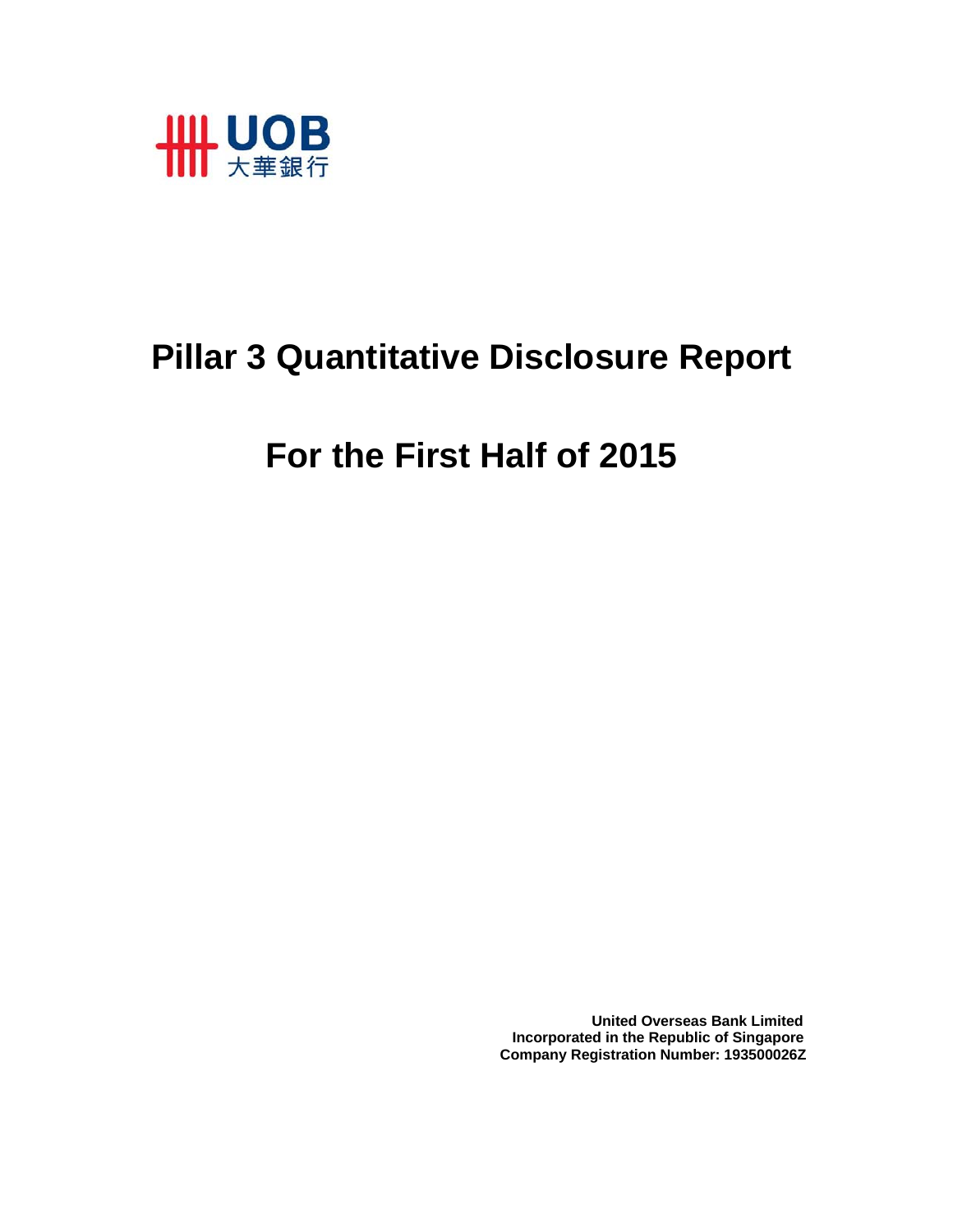UOB 大華銀行

# Pillar 3 Quantitative Disclosure Report

# For the First Half of 2015

**United Overseas Bank Limited**
**Incorporated in the Republic of Singapore**
**Company Registration Number: 193500026Z**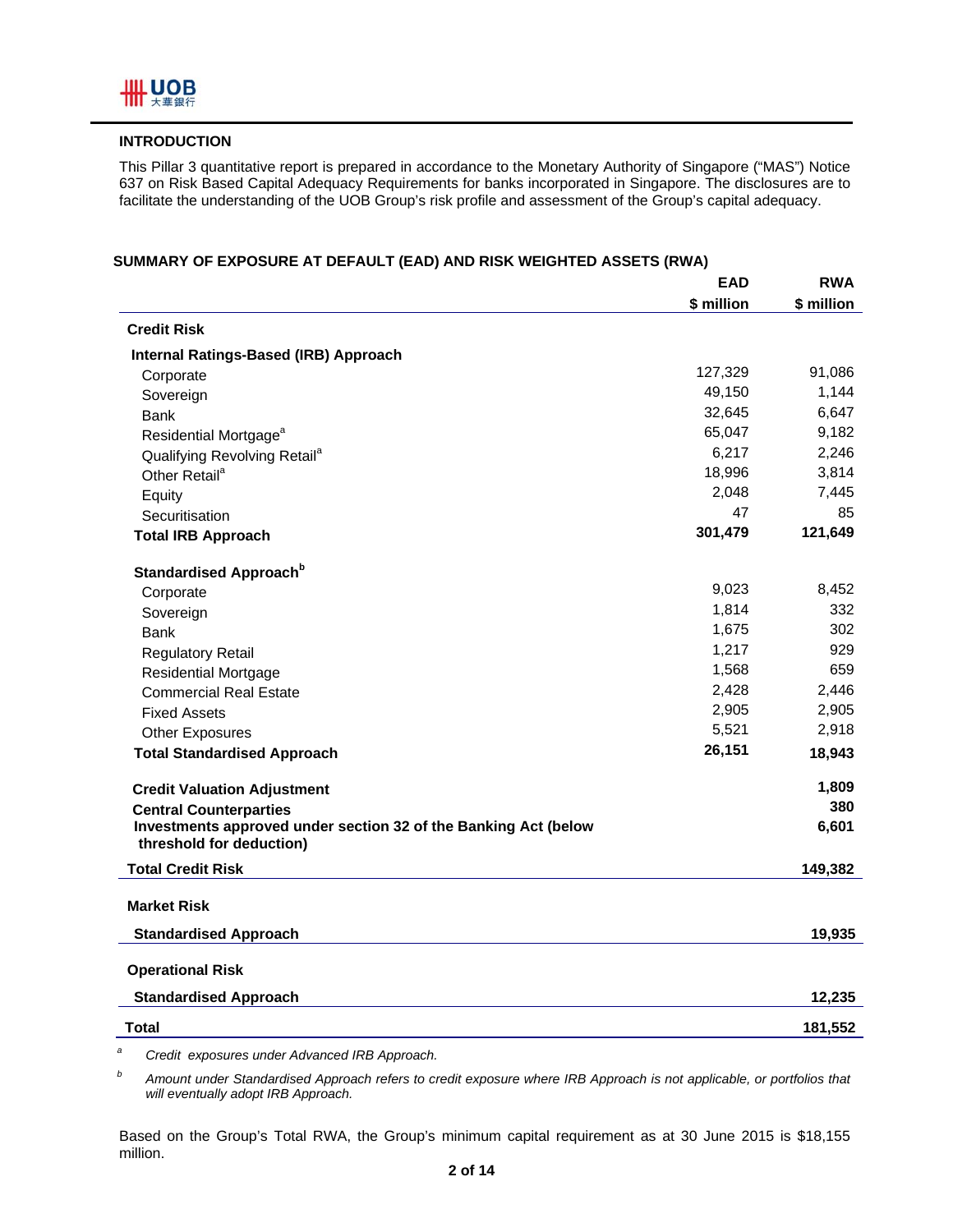## INTRODUCTION

This Pillar 3 quantitative report is prepared in accordance to the Monetary Authority of Singapore ("MAS") Notice 637 on Risk Based Capital Adequacy Requirements for banks incorporated in Singapore. The disclosures are to facilitate the understanding of the UOB Group's risk profile and assessment of the Group's capital adequacy.

## SUMMARY OF EXPOSURE AT DEFAULT (EAD) AND RISK WEIGHTED ASSETS (RWA)

| | EAD<br>$ million | RWA<br>$ million |
|---|---|---|
| **Credit Risk** | | |
| **Internal Ratings-Based (IRB) Approach** | | |
| Corporate | 127,329 | 91,086 |
| Sovereign | 49,150 | 1,144 |
| Bank | 32,645 | 6,647 |
| Residential Mortgage[a] | 65,047 | 9,182 |
| Qualifying Revolving Retail[a] | 6,217 | 2,246 |
| Other Retail[a] | 18,996 | 3,814 |
| Equity | 2,048 | 7,445 |
| Securitisation | 47 | 85 |
| **Total IRB Approach** | **301,479** | **121,649** |
| **Standardised Approach[b]** | | |
| Corporate | 9,023 | 8,452 |
| Sovereign | 1,814 | 332 |
| Bank | 1,675 | 302 |
| Regulatory Retail | 1,217 | 929 |
| Residential Mortgage | 1,568 | 659 |
| Commercial Real Estate | 2,428 | 2,446 |
| Fixed Assets | 2,905 | 2,905 |
| Other Exposures | 5,521 | 2,918 |
| **Total Standardised Approach** | **26,151** | **18,943** |
| **Credit Valuation Adjustment** | | **1,809** |
| **Central Counterparties** | | **380** |
| **Investments approved under section 32 of the Banking Act (below threshold for deduction)** | | **6,601** |
| **Total Credit Risk** | | **149,382** |
| **Market Risk** | | |
| **Standardised Approach** | | **19,935** |
| **Operational Risk** | | |
| **Standardised Approach** | | **12,235** |
| **Total** | | **181,552** |

[a] *Credit exposures under Advanced IRB Approach.*

[b] *Amount under Standardised Approach refers to credit exposure where IRB Approach is not applicable, or portfolios that will eventually adopt IRB Approach.*

Based on the Group's Total RWA, the Group's minimum capital requirement as at 30 June 2015 is $18,155 million.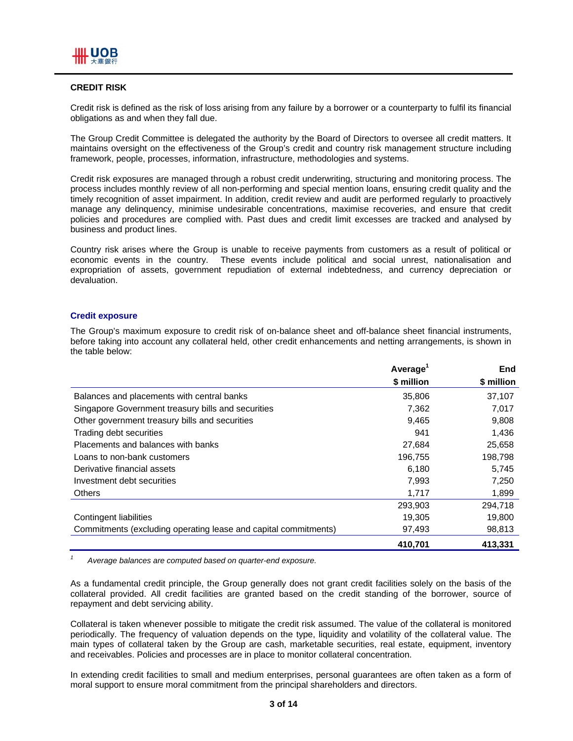## CREDIT RISK

Credit risk is defined as the risk of loss arising from any failure by a borrower or a counterparty to fulfil its financial obligations as and when they fall due.

The Group Credit Committee is delegated the authority by the Board of Directors to oversee all credit matters. It maintains oversight on the effectiveness of the Group's credit and country risk management structure including framework, people, processes, information, infrastructure, methodologies and systems.

Credit risk exposures are managed through a robust credit underwriting, structuring and monitoring process. The process includes monthly review of all non-performing and special mention loans, ensuring credit quality and the timely recognition of asset impairment. In addition, credit review and audit are performed regularly to proactively manage any delinquency, minimise undesirable concentrations, maximise recoveries, and ensure that credit policies and procedures are complied with. Past dues and credit limit excesses are tracked and analysed by business and product lines.

Country risk arises where the Group is unable to receive payments from customers as a result of political or economic events in the country. These events include political and social unrest, nationalisation and expropriation of assets, government repudiation of external indebtedness, and currency depreciation or devaluation.

### Credit exposure

The Group's maximum exposure to credit risk of on-balance sheet and off-balance sheet financial instruments, before taking into account any collateral held, other credit enhancements and netting arrangements, is shown in the table below:

| | Average[1] | End |
|---|---|---|
| | $ million | $ million |
| Balances and placements with central banks | 35,806 | 37,107 |
| Singapore Government treasury bills and securities | 7,362 | 7,017 |
| Other government treasury bills and securities | 9,465 | 9,808 |
| Trading debt securities | 941 | 1,436 |
| Placements and balances with banks | 27,684 | 25,658 |
| Loans to non-bank customers | 196,755 | 198,798 |
| Derivative financial assets | 6,180 | 5,745 |
| Investment debt securities | 7,993 | 7,250 |
| Others | 1,717 | 1,899 |
| | 293,903 | 294,718 |
| Contingent liabilities | 19,305 | 19,800 |
| Commitments (excluding operating lease and capital commitments) | 97,493 | 98,813 |
| | **410,701** | **413,331** |

[1] *Average balances are computed based on quarter-end exposure.*

As a fundamental credit principle, the Group generally does not grant credit facilities solely on the basis of the collateral provided. All credit facilities are granted based on the credit standing of the borrower, source of repayment and debt servicing ability.

Collateral is taken whenever possible to mitigate the credit risk assumed. The value of the collateral is monitored periodically. The frequency of valuation depends on the type, liquidity and volatility of the collateral value. The main types of collateral taken by the Group are cash, marketable securities, real estate, equipment, inventory and receivables. Policies and processes are in place to monitor collateral concentration.

In extending credit facilities to small and medium enterprises, personal guarantees are often taken as a form of moral support to ensure moral commitment from the principal shareholders and directors.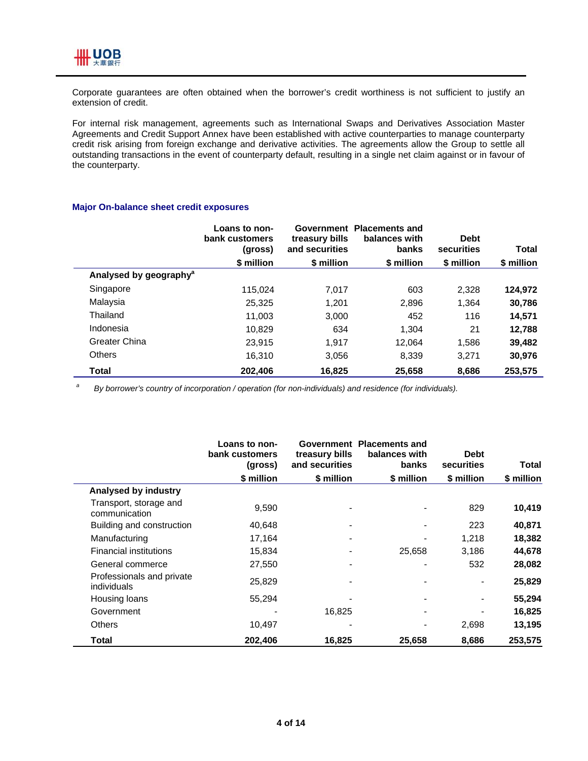Corporate guarantees are often obtained when the borrower's credit worthiness is not sufficient to justify an extension of credit.

For internal risk management, agreements such as International Swaps and Derivatives Association Master Agreements and Credit Support Annex have been established with active counterparties to manage counterparty credit risk arising from foreign exchange and derivative activities. The agreements allow the Group to settle all outstanding transactions in the event of counterparty default, resulting in a single net claim against or in favour of the counterparty.

### Major On-balance sheet credit exposures

| | Loans to non-bank customers (gross) | Government treasury bills and securities | Placements and balances with banks | Debt securities | Total |
|---|---|---|---|---|---|
| | $ million | $ million | $ million | $ million | $ million |
| **Analysed by geography[a]** | | | | | |
| Singapore | 115,024 | 7,017 | 603 | 2,328 | **124,972** |
| Malaysia | 25,325 | 1,201 | 2,896 | 1,364 | **30,786** |
| Thailand | 11,003 | 3,000 | 452 | 116 | **14,571** |
| Indonesia | 10,829 | 634 | 1,304 | 21 | **12,788** |
| Greater China | 23,915 | 1,917 | 12,064 | 1,586 | **39,482** |
| Others | 16,310 | 3,056 | 8,339 | 3,271 | **30,976** |
| **Total** | **202,406** | **16,825** | **25,658** | **8,686** | **253,575** |

[a] *By borrower's country of incorporation / operation (for non-individuals) and residence (for individuals).*

| | Loans to non-bank customers (gross) | Government treasury bills and securities | Placements and balances with banks | Debt securities | Total |
|---|---|---|---|---|---|
| | $ million | $ million | $ million | $ million | $ million |
| **Analysed by industry** | | | | | |
| Transport, storage and communication | 9,590 | - | - | 829 | **10,419** |
| Building and construction | 40,648 | - | - | 223 | **40,871** |
| Manufacturing | 17,164 | - | - | 1,218 | **18,382** |
| Financial institutions | 15,834 | - | 25,658 | 3,186 | **44,678** |
| General commerce | 27,550 | - | - | 532 | **28,082** |
| Professionals and private individuals | 25,829 | - | - | - | **25,829** |
| Housing loans | 55,294 | - | - | - | **55,294** |
| Government | - | 16,825 | - | - | **16,825** |
| Others | 10,497 | - | - | 2,698 | **13,195** |
| **Total** | **202,406** | **16,825** | **25,658** | **8,686** | **253,575** |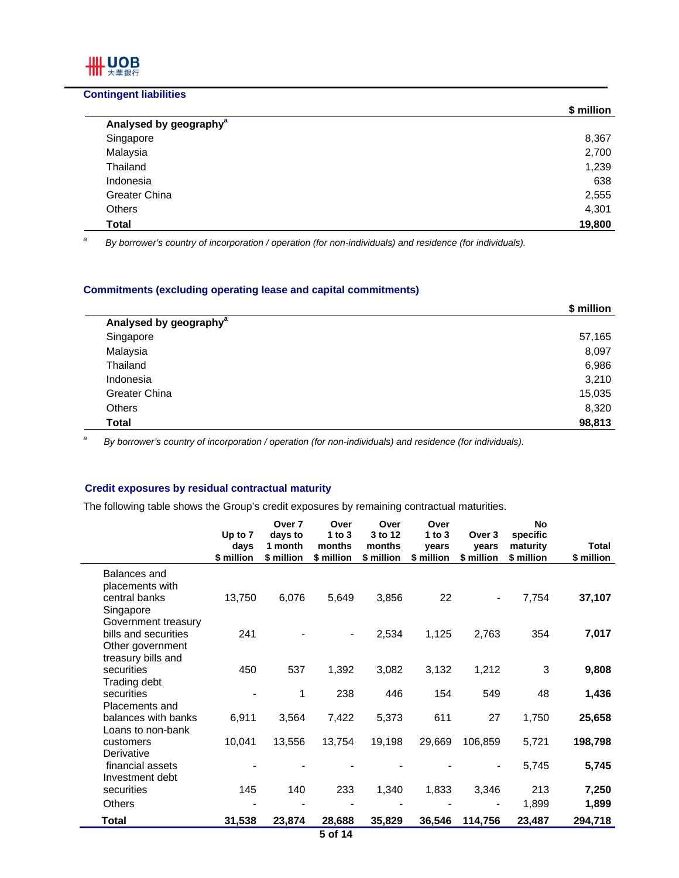## Contingent liabilities

| | $ million |
|---|---|
| **Analysed by geography**[a] | |
| Singapore | 8,367 |
| Malaysia | 2,700 |
| Thailand | 1,239 |
| Indonesia | 638 |
| Greater China | 2,555 |
| Others | 4,301 |
| **Total** | **19,800** |

[a] *By borrower's country of incorporation / operation (for non-individuals) and residence (for individuals).*

## Commitments (excluding operating lease and capital commitments)

| | $ million |
|---|---|
| **Analysed by geography**[a] | |
| Singapore | 57,165 |
| Malaysia | 8,097 |
| Thailand | 6,986 |
| Indonesia | 3,210 |
| Greater China | 15,035 |
| Others | 8,320 |
| **Total** | **98,813** |

[a] *By borrower's country of incorporation / operation (for non-individuals) and residence (for individuals).*

## Credit exposures by residual contractual maturity

The following table shows the Group's credit exposures by remaining contractual maturities.

| | Up to 7 days $ million | Over 7 days to 1 month $ million | Over 1 to 3 months $ million | Over 3 to 12 months $ million | Over 1 to 3 years $ million | Over 3 years $ million | No specific maturity $ million | Total $ million |
|---|---|---|---|---|---|---|---|---|
| Balances and placements with central banks | 13,750 | 6,076 | 5,649 | 3,856 | 22 | - | 7,754 | **37,107** |
| Singapore Government treasury bills and securities | 241 | - | - | 2,534 | 1,125 | 2,763 | 354 | **7,017** |
| Other government treasury bills and securities | 450 | 537 | 1,392 | 3,082 | 3,132 | 1,212 | 3 | **9,808** |
| Trading debt securities | - | 1 | 238 | 446 | 154 | 549 | 48 | **1,436** |
| Placements and balances with banks | 6,911 | 3,564 | 7,422 | 5,373 | 611 | 27 | 1,750 | **25,658** |
| Loans to non-bank customers | 10,041 | 13,556 | 13,754 | 19,198 | 29,669 | 106,859 | 5,721 | **198,798** |
| Derivative financial assets | - | - | - | - | - | - | 5,745 | **5,745** |
| Investment debt securities | 145 | 140 | 233 | 1,340 | 1,833 | 3,346 | 213 | **7,250** |
| Others | - | - | - | - | - | - | 1,899 | **1,899** |
| **Total** | **31,538** | **23,874** | **28,688** | **35,829** | **36,546** | **114,756** | **23,487** | **294,718** |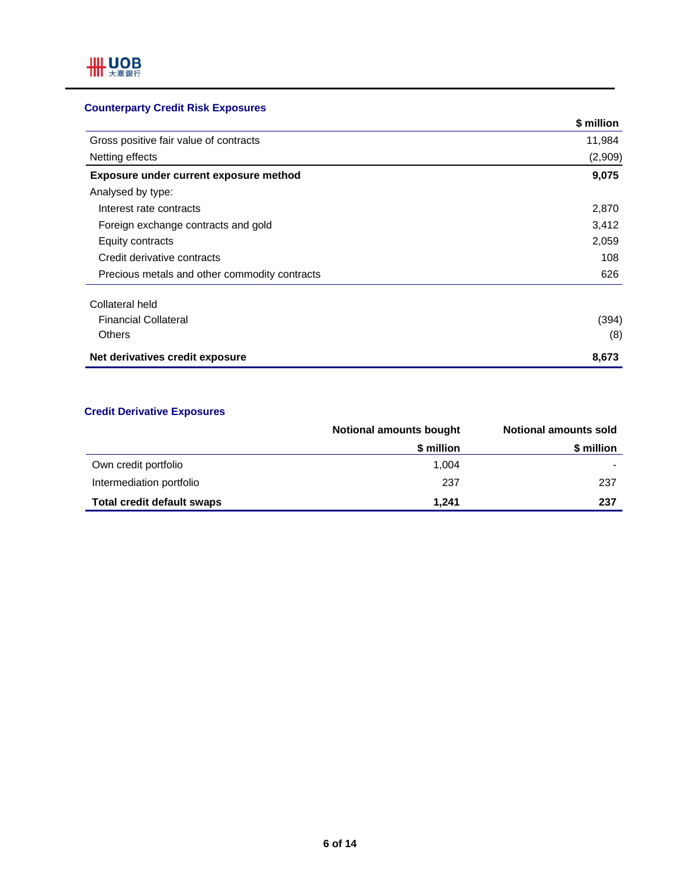### Counterparty Credit Risk Exposures

| | $ million |
|---|---|
| Gross positive fair value of contracts | 11,984 |
| Netting effects | (2,909) |
| **Exposure under current exposure method** | **9,075** |
| Analysed by type: | |
| Interest rate contracts | 2,870 |
| Foreign exchange contracts and gold | 3,412 |
| Equity contracts | 2,059 |
| Credit derivative contracts | 108 |
| Precious metals and other commodity contracts | 626 |
| | |
| Collateral held | |
| Financial Collateral | (394) |
| Others | (8) |
| **Net derivatives credit exposure** | **8,673** |

### Credit Derivative Exposures

| | Notional amounts bought | Notional amounts sold |
|---|---|---|
| | $ million | $ million |
| Own credit portfolio | 1,004 | - |
| Intermediation portfolio | 237 | 237 |
| **Total credit default swaps** | **1,241** | **237** |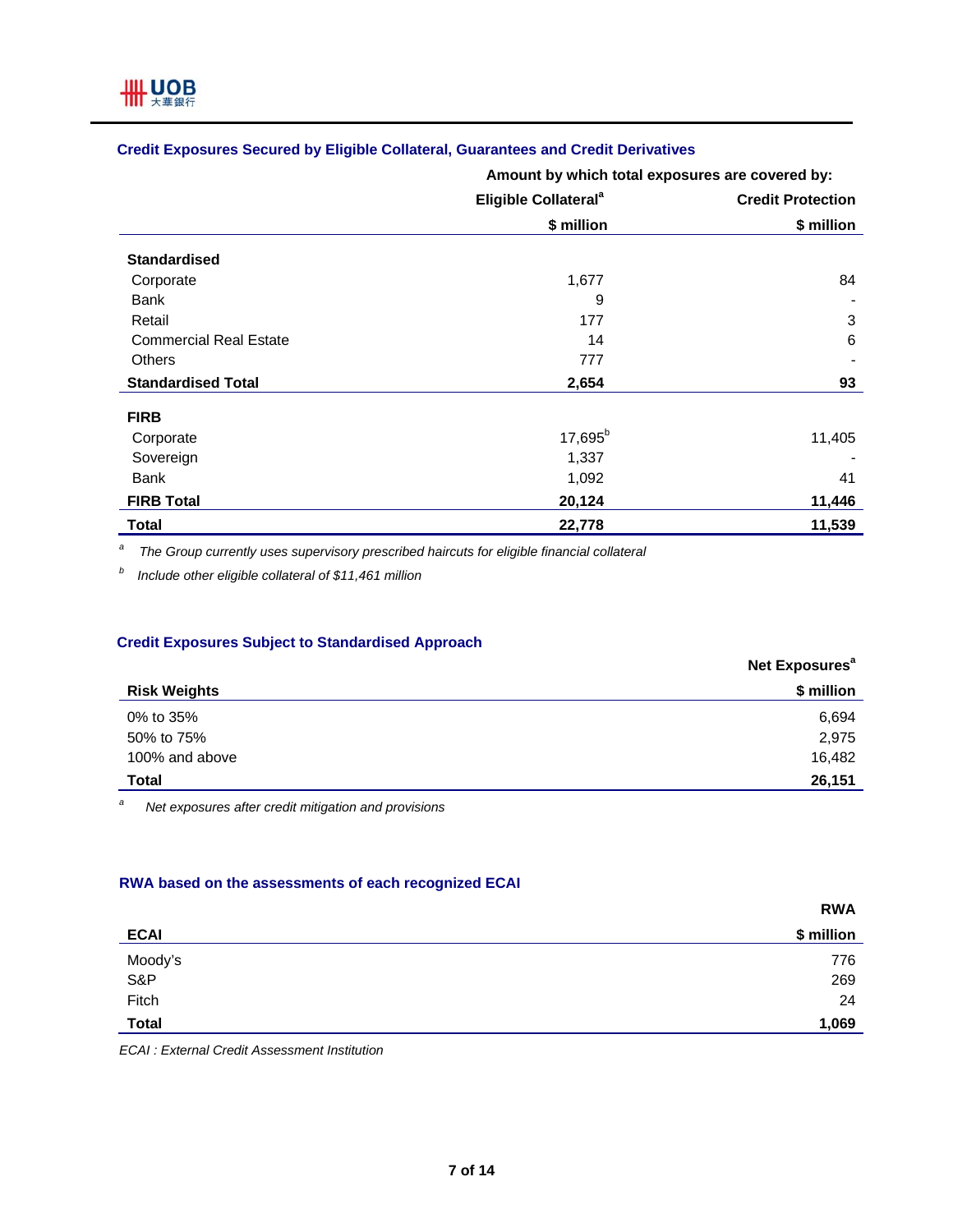### Credit Exposures Secured by Eligible Collateral, Guarantees and Credit Derivatives

| | Amount by which total exposures are covered by: | |
|---|---|---|
| | Eligible Collateral[a] | Credit Protection |
| | $ million | $ million |
| **Standardised** | | |
| Corporate | 1,677 | 84 |
| Bank | 9 | - |
| Retail | 177 | 3 |
| Commercial Real Estate | 14 | 6 |
| Others | 777 | - |
| **Standardised Total** | **2,654** | **93** |
| **FIRB** | | |
| Corporate | 17,695[b] | 11,405 |
| Sovereign | 1,337 | - |
| Bank | 1,092 | 41 |
| **FIRB Total** | **20,124** | **11,446** |
| **Total** | **22,778** | **11,539** |

[a] *The Group currently uses supervisory prescribed haircuts for eligible financial collateral*

[b] *Include other eligible collateral of $11,461 million*

### Credit Exposures Subject to Standardised Approach

| | Net Exposures[a] |
|---|---|
| **Risk Weights** | **$ million** |
| 0% to 35% | 6,694 |
| 50% to 75% | 2,975 |
| 100% and above | 16,482 |
| **Total** | **26,151** |

[a] *Net exposures after credit mitigation and provisions*

### RWA based on the assessments of each recognized ECAI

| | RWA |
|---|---|
| **ECAI** | **$ million** |
| Moody's | 776 |
| S&P | 269 |
| Fitch | 24 |
| **Total** | **1,069** |

*ECAI : External Credit Assessment Institution*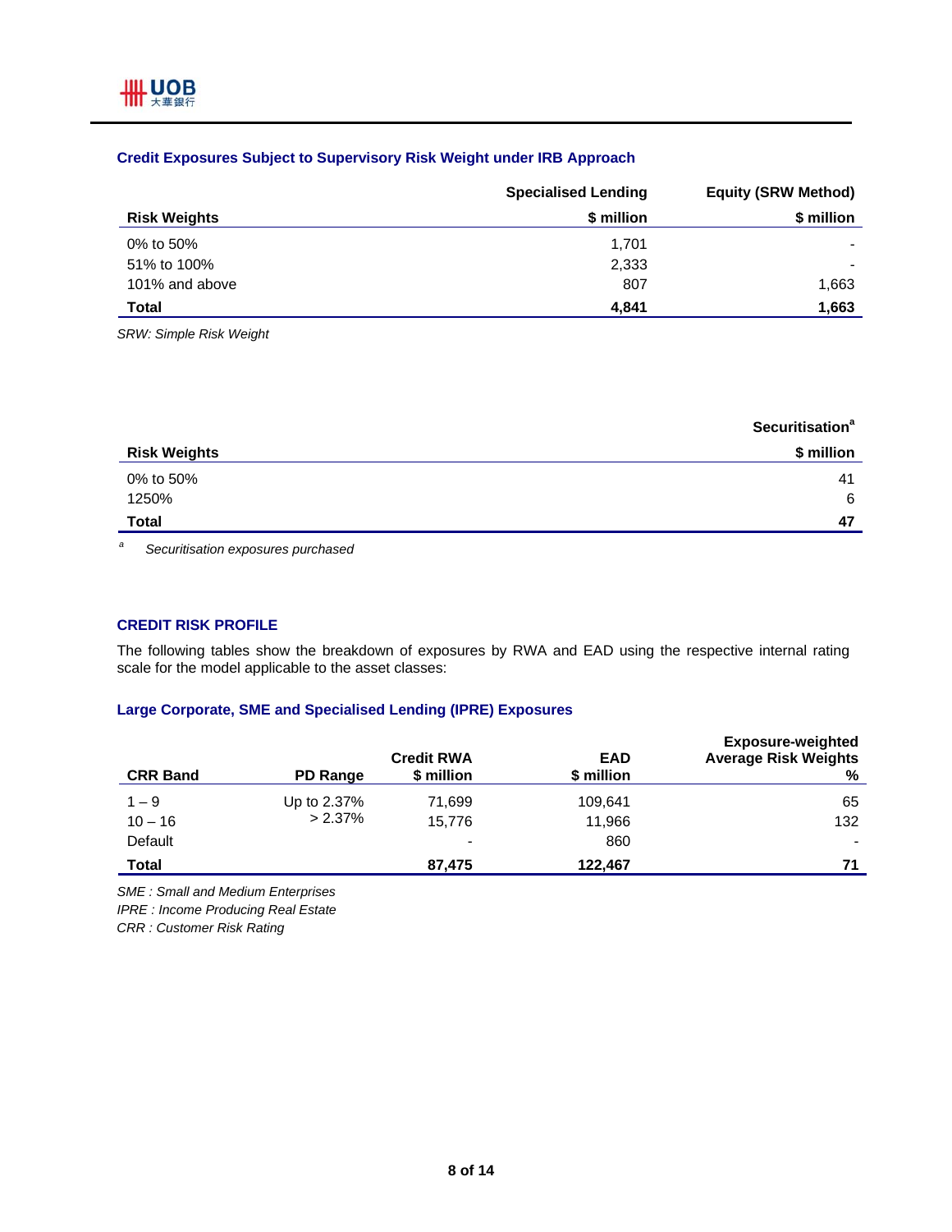### Credit Exposures Subject to Supervisory Risk Weight under IRB Approach

| Risk Weights | Specialised Lending<br>$ million | Equity (SRW Method)<br>$ million |
|---|---|---|
| 0% to 50% | 1,701 | - |
| 51% to 100% | 2,333 | - |
| 101% and above | 807 | 1,663 |
| **Total** | **4,841** | **1,663** |

*SRW: Simple Risk Weight*

| Risk Weights | Securitisation[a]<br>$ million |
|---|---|
| 0% to 50% | 41 |
| 1250% | 6 |
| **Total** | **47** |

[a] *Securitisation exposures purchased*

### CREDIT RISK PROFILE

The following tables show the breakdown of exposures by RWA and EAD using the respective internal rating scale for the model applicable to the asset classes:

### Large Corporate, SME and Specialised Lending (IPRE) Exposures

| CRR Band | PD Range | Credit RWA<br>$ million | EAD<br>$ million | Exposure-weighted Average Risk Weights<br>% |
|---|---|---|---|---|
| 1 – 9 | Up to 2.37% | 71,699 | 109,641 | 65 |
| 10 – 16 | > 2.37% | 15,776 | 11,966 | 132 |
| Default | | - | 860 | - |
| **Total** | | **87,475** | **122,467** | **71** |

*SME : Small and Medium Enterprises*
*IPRE : Income Producing Real Estate*
*CRR : Customer Risk Rating*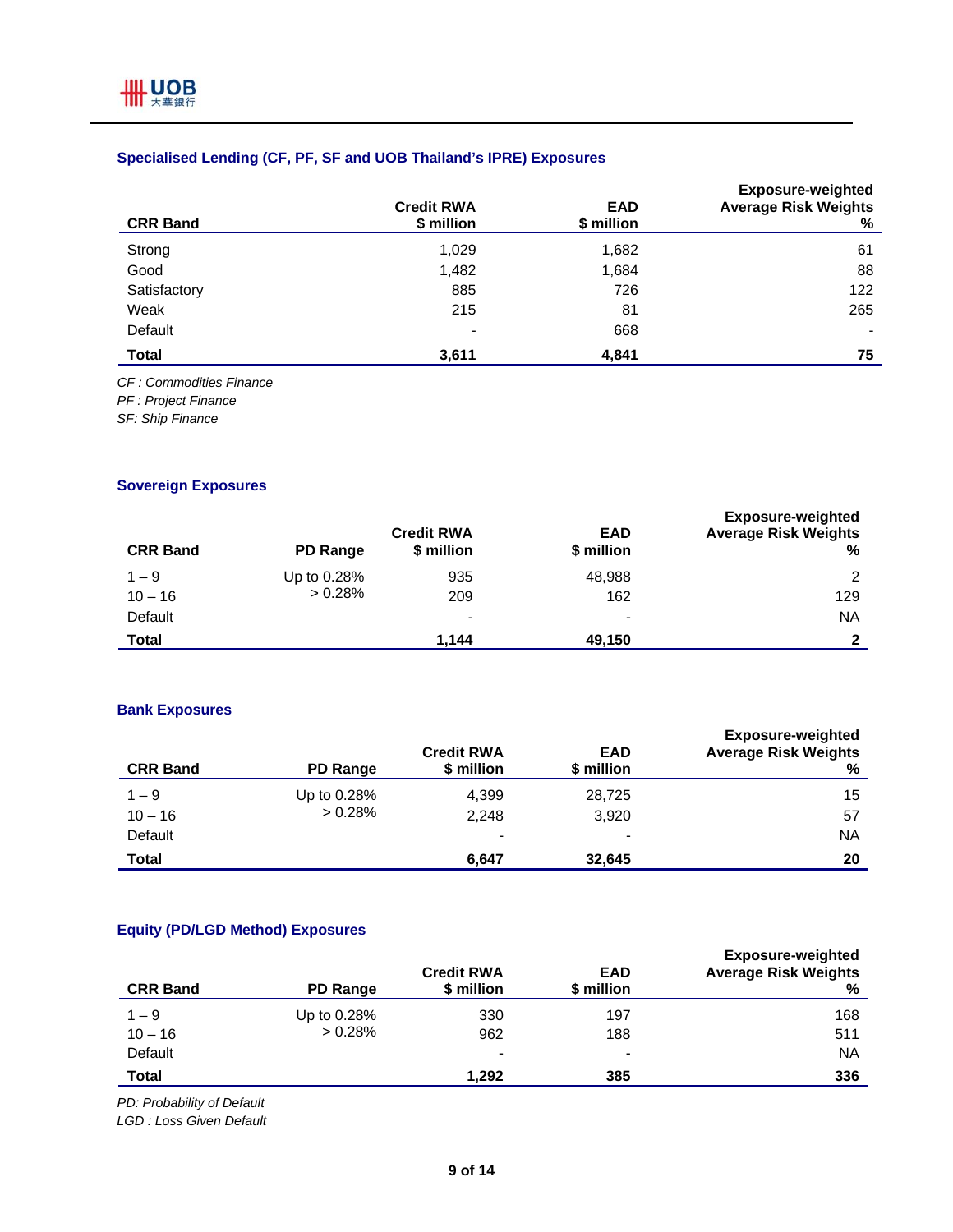### Specialised Lending (CF, PF, SF and UOB Thailand's IPRE) Exposures

| CRR Band | Credit RWA $ million | EAD $ million | Exposure-weighted Average Risk Weights % |
|---|---|---|---|
| Strong | 1,029 | 1,682 | 61 |
| Good | 1,482 | 1,684 | 88 |
| Satisfactory | 885 | 726 | 122 |
| Weak | 215 | 81 | 265 |
| Default | - | 668 | - |
| **Total** | **3,611** | **4,841** | **75** |

*CF : Commodities Finance*
*PF : Project Finance*
*SF: Ship Finance*

### Sovereign Exposures

| CRR Band | PD Range | Credit RWA $ million | EAD $ million | Exposure-weighted Average Risk Weights % |
|---|---|---|---|---|
| 1 – 9 | Up to 0.28% | 935 | 48,988 | 2 |
| 10 – 16 | > 0.28% | 209 | 162 | 129 |
| Default | | - | - | NA |
| **Total** | | **1,144** | **49,150** | **2** |

### Bank Exposures

| CRR Band | PD Range | Credit RWA $ million | EAD $ million | Exposure-weighted Average Risk Weights % |
|---|---|---|---|---|
| 1 – 9 | Up to 0.28% | 4,399 | 28,725 | 15 |
| 10 – 16 | > 0.28% | 2,248 | 3,920 | 57 |
| Default | | - | - | NA |
| **Total** | | **6,647** | **32,645** | **20** |

### Equity (PD/LGD Method) Exposures

| CRR Band | PD Range | Credit RWA $ million | EAD $ million | Exposure-weighted Average Risk Weights % |
|---|---|---|---|---|
| 1 – 9 | Up to 0.28% | 330 | 197 | 168 |
| 10 – 16 | > 0.28% | 962 | 188 | 511 |
| Default | | - | - | NA |
| **Total** | | **1,292** | **385** | **336** |

*PD: Probability of Default*
*LGD : Loss Given Default*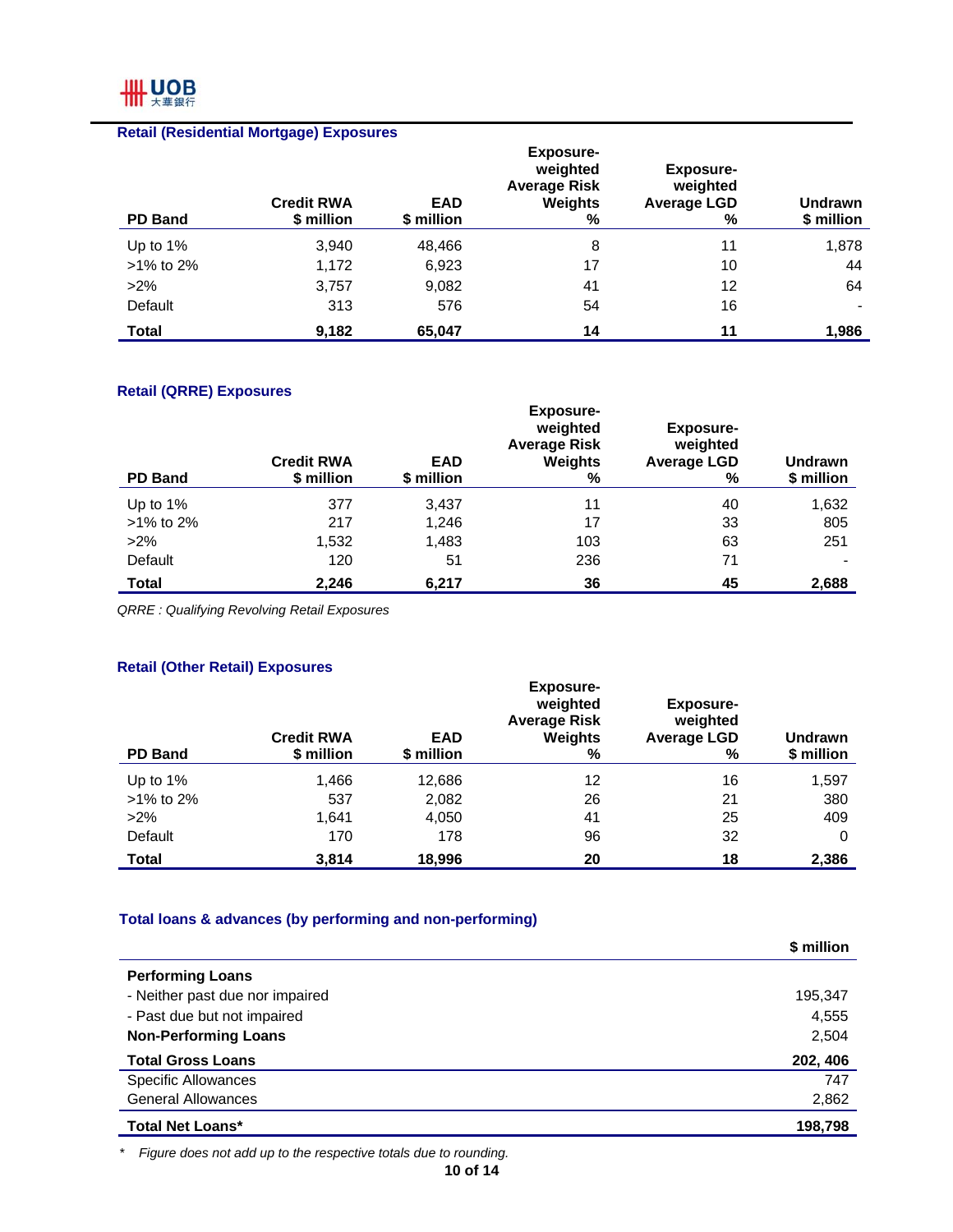### Retail (Residential Mortgage) Exposures

| PD Band | Credit RWA $ million | EAD $ million | Exposure-weighted Average Risk Weights % | Exposure-weighted Average LGD % | Undrawn $ million |
|---|---|---|---|---|---|
| Up to 1% | 3,940 | 48,466 | 8 | 11 | 1,878 |
| >1% to 2% | 1,172 | 6,923 | 17 | 10 | 44 |
| >2% | 3,757 | 9,082 | 41 | 12 | 64 |
| Default | 313 | 576 | 54 | 16 | - |
| **Total** | **9,182** | **65,047** | **14** | **11** | **1,986** |

### Retail (QRRE) Exposures

| PD Band | Credit RWA $ million | EAD $ million | Exposure-weighted Average Risk Weights % | Exposure-weighted Average LGD % | Undrawn $ million |
|---|---|---|---|---|---|
| Up to 1% | 377 | 3,437 | 11 | 40 | 1,632 |
| >1% to 2% | 217 | 1,246 | 17 | 33 | 805 |
| >2% | 1,532 | 1,483 | 103 | 63 | 251 |
| Default | 120 | 51 | 236 | 71 | - |
| **Total** | **2,246** | **6,217** | **36** | **45** | **2,688** |

*QRRE : Qualifying Revolving Retail Exposures*

### Retail (Other Retail) Exposures

| PD Band | Credit RWA $ million | EAD $ million | Exposure-weighted Average Risk Weights % | Exposure-weighted Average LGD % | Undrawn $ million |
|---|---|---|---|---|---|
| Up to 1% | 1,466 | 12,686 | 12 | 16 | 1,597 |
| >1% to 2% | 537 | 2,082 | 26 | 21 | 380 |
| >2% | 1,641 | 4,050 | 41 | 25 | 409 |
| Default | 170 | 178 | 96 | 32 | 0 |
| **Total** | **3,814** | **18,996** | **20** | **18** | **2,386** |

### Total loans & advances (by performing and non-performing)

| | $ million |
|---|---|
| **Performing Loans** | |
| - Neither past due nor impaired | 195,347 |
| - Past due but not impaired | 4,555 |
| **Non-Performing Loans** | 2,504 |
| **Total Gross Loans** | **202, 406** |
| Specific Allowances | 747 |
| General Allowances | 2,862 |
| **Total Net Loans*** | **198,798** |

\* *Figure does not add up to the respective totals due to rounding.*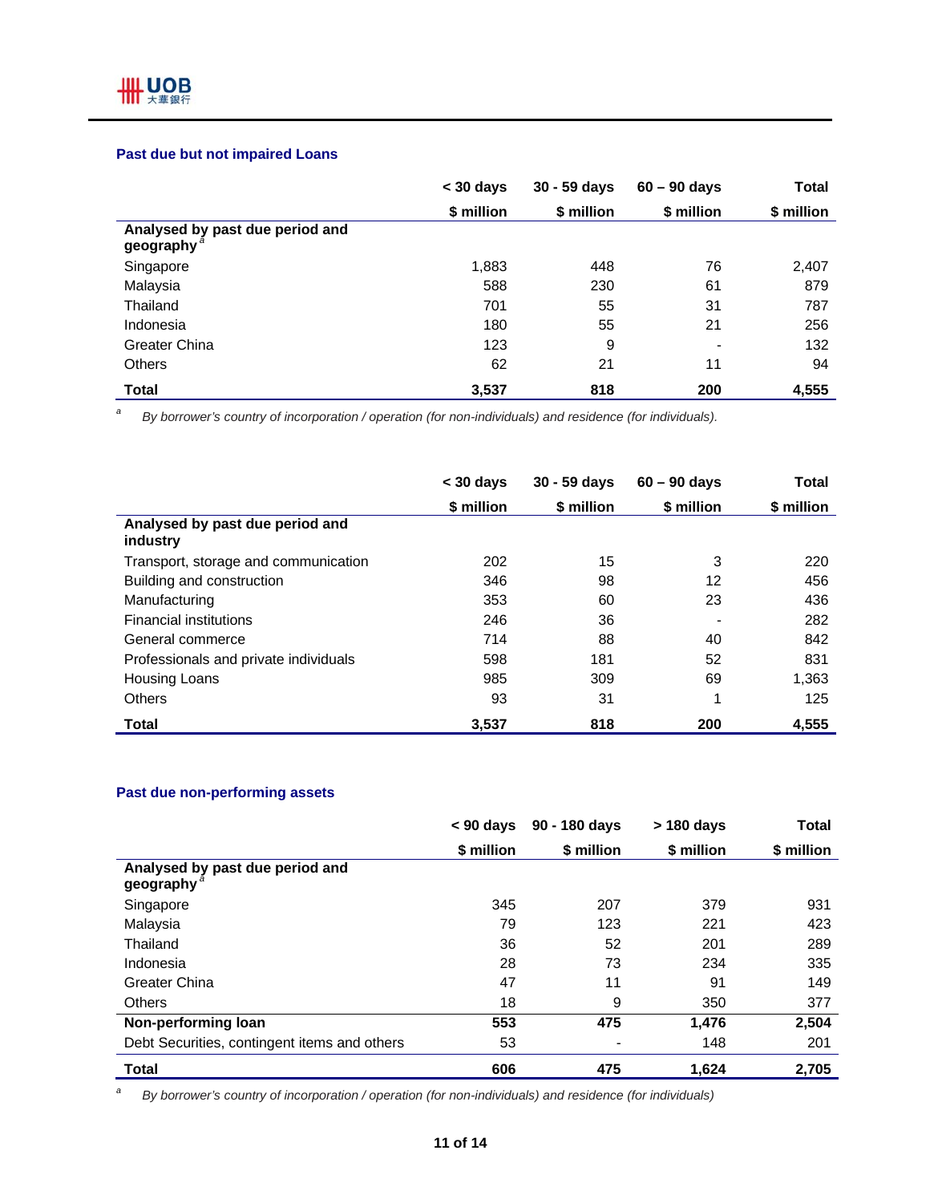### Past due but not impaired Loans

| | < 30 days | 30 - 59 days | 60 – 90 days | Total |
|---|---|---|---|---|
| | $ million | $ million | $ million | $ million |
| **Analysed by past due period and geography** [a] | | | | |
| Singapore | 1,883 | 448 | 76 | 2,407 |
| Malaysia | 588 | 230 | 61 | 879 |
| Thailand | 701 | 55 | 31 | 787 |
| Indonesia | 180 | 55 | 21 | 256 |
| Greater China | 123 | 9 | - | 132 |
| Others | 62 | 21 | 11 | 94 |
| **Total** | **3,537** | **818** | **200** | **4,555** |

[a] *By borrower's country of incorporation / operation (for non-individuals) and residence (for individuals).*

| | < 30 days | 30 - 59 days | 60 – 90 days | Total |
|---|---|---|---|---|
| | $ million | $ million | $ million | $ million |
| **Analysed by past due period and industry** | | | | |
| Transport, storage and communication | 202 | 15 | 3 | 220 |
| Building and construction | 346 | 98 | 12 | 456 |
| Manufacturing | 353 | 60 | 23 | 436 |
| Financial institutions | 246 | 36 | - | 282 |
| General commerce | 714 | 88 | 40 | 842 |
| Professionals and private individuals | 598 | 181 | 52 | 831 |
| Housing Loans | 985 | 309 | 69 | 1,363 |
| Others | 93 | 31 | 1 | 125 |
| **Total** | **3,537** | **818** | **200** | **4,555** |

### Past due non-performing assets

| | < 90 days | 90 - 180 days | > 180 days | Total |
|---|---|---|---|---|
| | $ million | $ million | $ million | $ million |
| **Analysed by past due period and geography** [a] | | | | |
| Singapore | 345 | 207 | 379 | 931 |
| Malaysia | 79 | 123 | 221 | 423 |
| Thailand | 36 | 52 | 201 | 289 |
| Indonesia | 28 | 73 | 234 | 335 |
| Greater China | 47 | 11 | 91 | 149 |
| Others | 18 | 9 | 350 | 377 |
| **Non-performing loan** | **553** | **475** | **1,476** | **2,504** |
| Debt Securities, contingent items and others | 53 | - | 148 | 201 |
| **Total** | **606** | **475** | **1,624** | **2,705** |

[a] *By borrower's country of incorporation / operation (for non-individuals) and residence (for individuals)*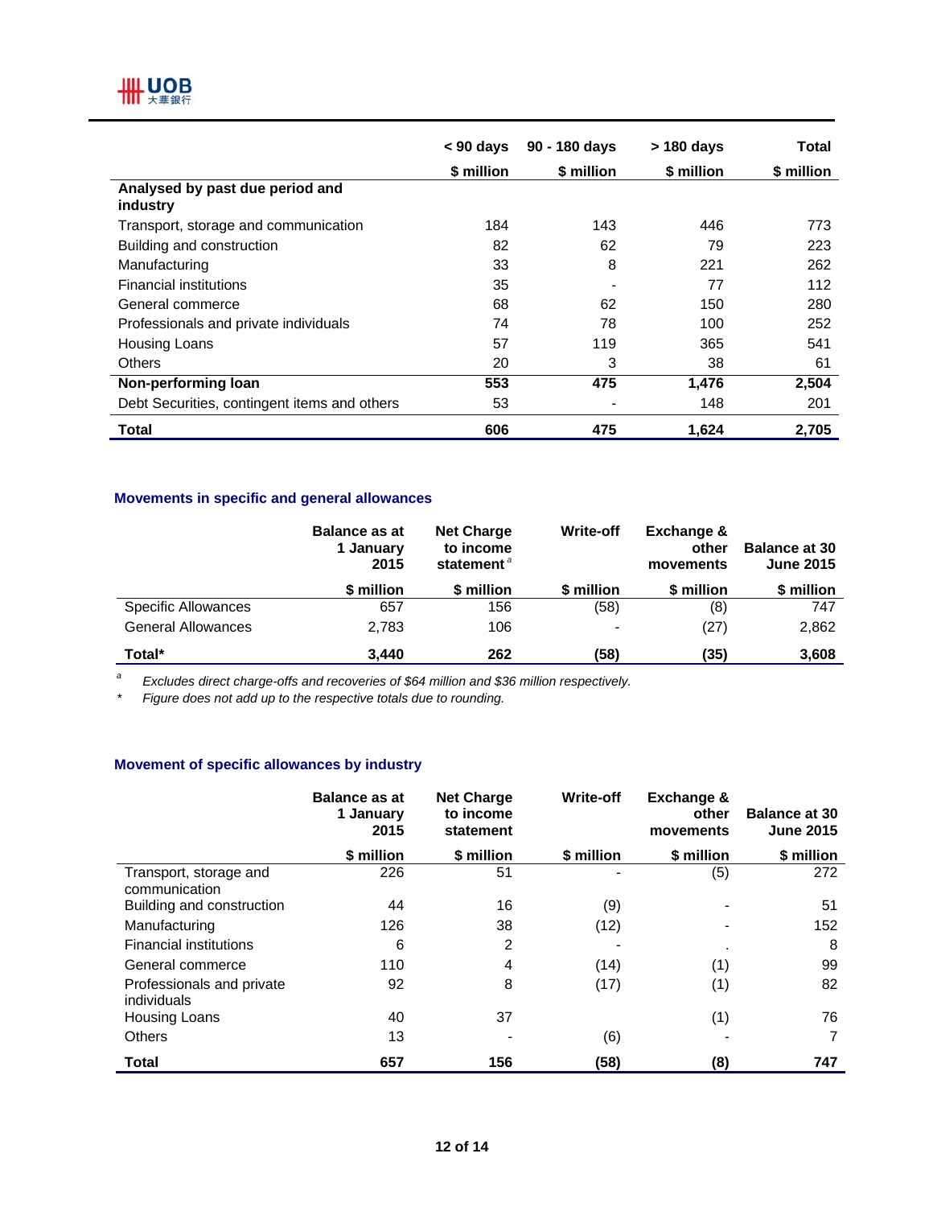| | < 90 days | 90 - 180 days | > 180 days | Total |
|---|---|---|---|---|
| | $ million | $ million | $ million | $ million |
| **Analysed by past due period and industry** | | | | |
| Transport, storage and communication | 184 | 143 | 446 | 773 |
| Building and construction | 82 | 62 | 79 | 223 |
| Manufacturing | 33 | 8 | 221 | 262 |
| Financial institutions | 35 | - | 77 | 112 |
| General commerce | 68 | 62 | 150 | 280 |
| Professionals and private individuals | 74 | 78 | 100 | 252 |
| Housing Loans | 57 | 119 | 365 | 541 |
| Others | 20 | 3 | 38 | 61 |
| **Non-performing loan** | **553** | **475** | **1,476** | **2,504** |
| Debt Securities, contingent items and others | 53 | - | 148 | 201 |
| **Total** | **606** | **475** | **1,624** | **2,705** |

### Movements in specific and general allowances

| | Balance as at 1 January 2015 | Net Charge to income statement[a] | Write-off | Exchange & other movements | Balance at 30 June 2015 |
|---|---|---|---|---|---|
| | $ million | $ million | $ million | $ million | $ million |
| Specific Allowances | 657 | 156 | (58) | (8) | 747 |
| General Allowances | 2,783 | 106 | - | (27) | 2,862 |
| **Total*** | **3,440** | **262** | **(58)** | **(35)** | **3,608** |

[a] *Excludes direct charge-offs and recoveries of $64 million and $36 million respectively.*

\* *Figure does not add up to the respective totals due to rounding.*

### Movement of specific allowances by industry

| | Balance as at 1 January 2015 | Net Charge to income statement | Write-off | Exchange & other movements | Balance at 30 June 2015 |
|---|---|---|---|---|---|
| | $ million | $ million | $ million | $ million | $ million |
| Transport, storage and communication | 226 | 51 | - | (5) | 272 |
| Building and construction | 44 | 16 | (9) | - | 51 |
| Manufacturing | 126 | 38 | (12) | - | 152 |
| Financial institutions | 6 | 2 | - | . | 8 |
| General commerce | 110 | 4 | (14) | (1) | 99 |
| Professionals and private individuals | 92 | 8 | (17) | (1) | 82 |
| Housing Loans | 40 | 37 | | (1) | 76 |
| Others | 13 | - | (6) | - | 7 |
| **Total** | **657** | **156** | **(58)** | **(8)** | **747** |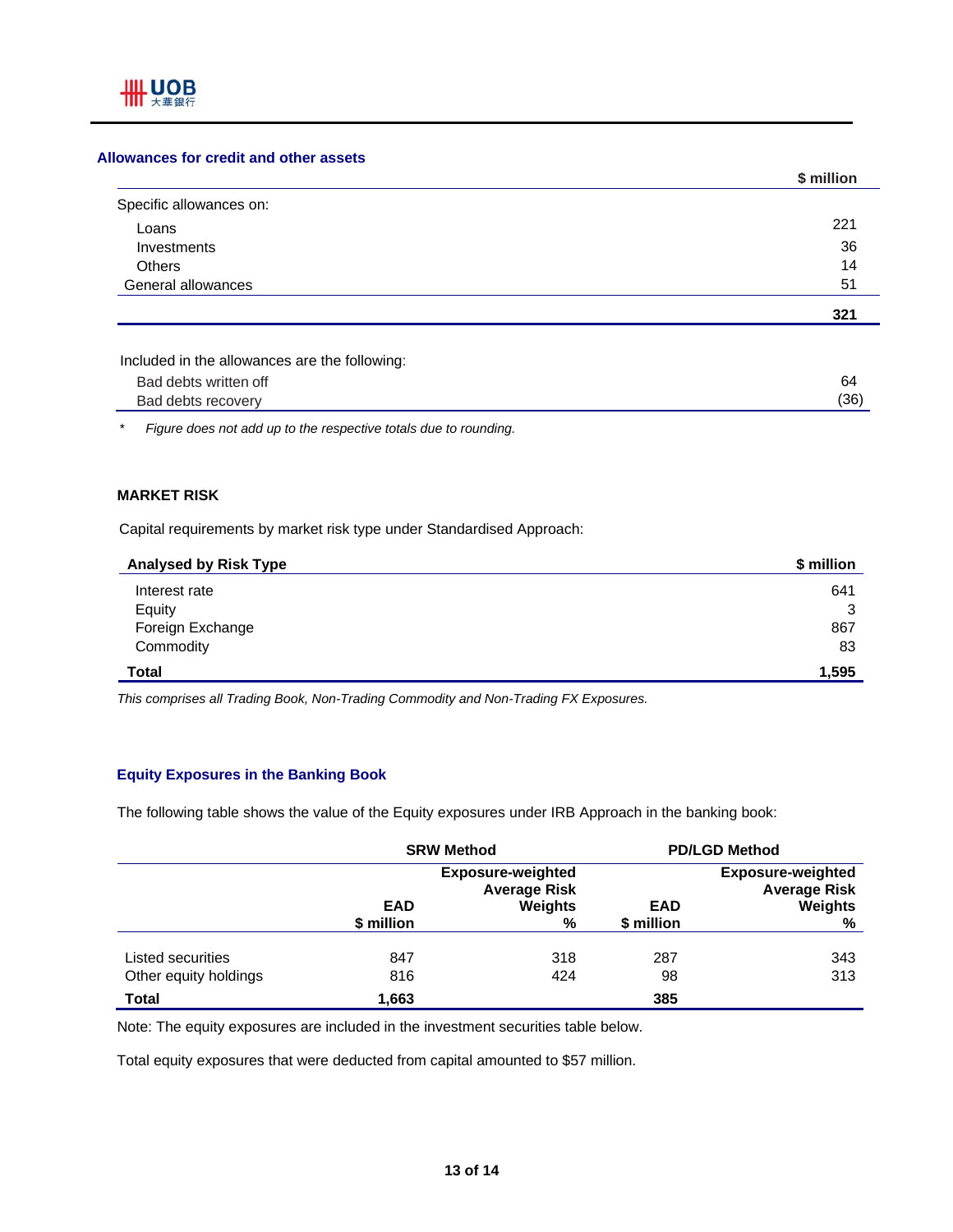### Allowances for credit and other assets

| | $ million |
|---|---|
| Specific allowances on: | |
| Loans | 221 |
| Investments | 36 |
| Others | 14 |
| General allowances | 51 |
| | **321** |

| Included in the allowances are the following: | |
|---|---|
| Bad debts written off | 64 |
| Bad debts recovery | (36) |

\* *Figure does not add up to the respective totals due to rounding.*

### MARKET RISK

Capital requirements by market risk type under Standardised Approach:

| Analysed by Risk Type | $ million |
|---|---|
| Interest rate | 641 |
| Equity | 3 |
| Foreign Exchange | 867 |
| Commodity | 83 |
| **Total** | **1,595** |

*This comprises all Trading Book, Non-Trading Commodity and Non-Trading FX Exposures.*

### Equity Exposures in the Banking Book

The following table shows the value of the Equity exposures under IRB Approach in the banking book:

| | SRW Method | | PD/LGD Method | |
|---|---|---|---|---|
| | EAD $ million | Exposure-weighted Average Risk Weights % | EAD $ million | Exposure-weighted Average Risk Weights % |
| Listed securities | 847 | 318 | 287 | 343 |
| Other equity holdings | 816 | 424 | 98 | 313 |
| **Total** | **1,663** | | **385** | |

Note: The equity exposures are included in the investment securities table below.

Total equity exposures that were deducted from capital amounted to $57 million.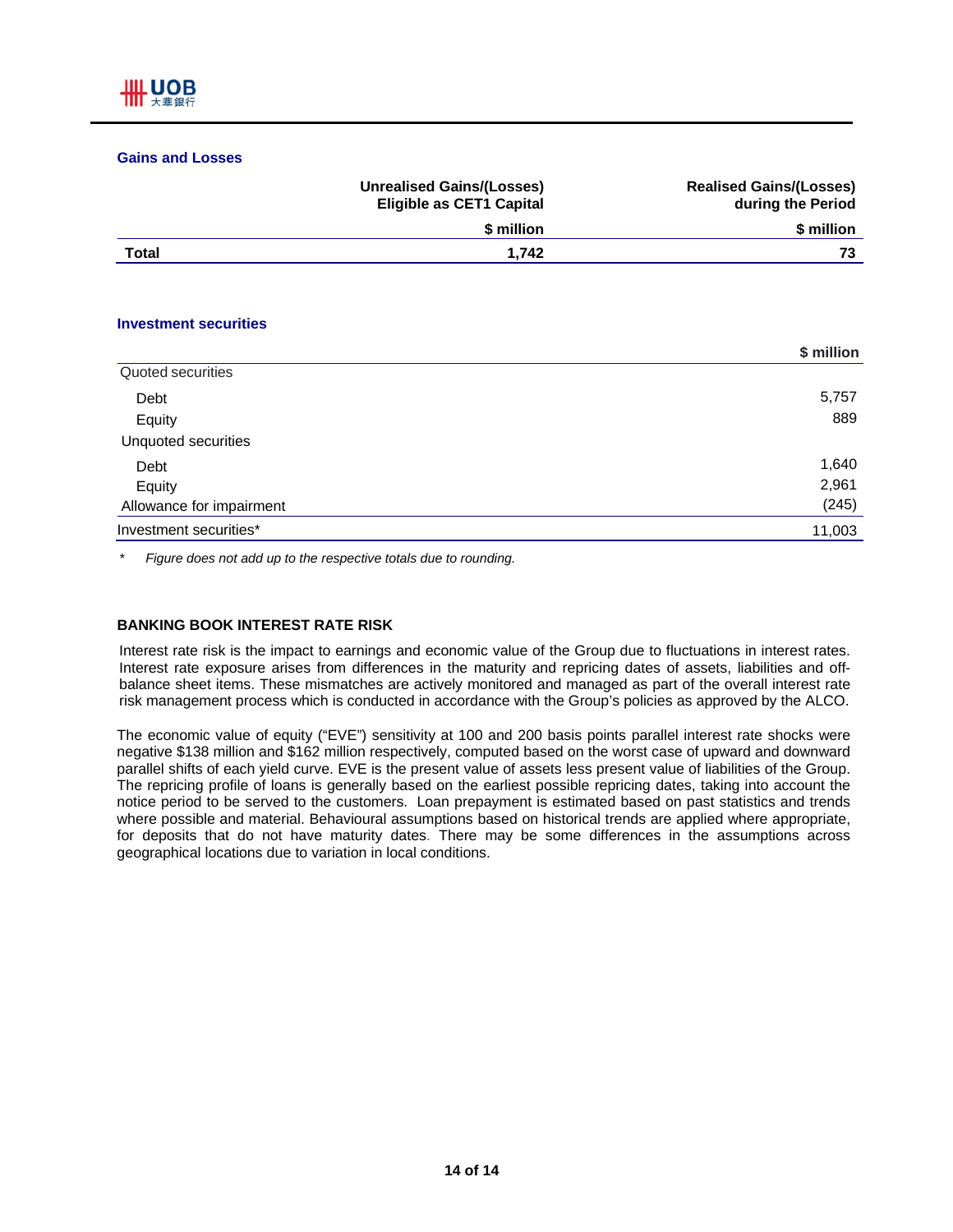### Gains and Losses

| | Unrealised Gains/(Losses) Eligible as CET1 Capital | Realised Gains/(Losses) during the Period |
|---|---|---|
| | $ million | $ million |
| **Total** | **1,742** | **73** |

### Investment securities

| | $ million |
|---|---|
| Quoted securities | |
| Debt | 5,757 |
| Equity | 889 |
| Unquoted securities | |
| Debt | 1,640 |
| Equity | 2,961 |
| Allowance for impairment | (245) |
| Investment securities* | 11,003 |

\* *Figure does not add up to the respective totals due to rounding.*

## BANKING BOOK INTEREST RATE RISK

Interest rate risk is the impact to earnings and economic value of the Group due to fluctuations in interest rates. Interest rate exposure arises from differences in the maturity and repricing dates of assets, liabilities and off-balance sheet items. These mismatches are actively monitored and managed as part of the overall interest rate risk management process which is conducted in accordance with the Group's policies as approved by the ALCO.

The economic value of equity ("EVE") sensitivity at 100 and 200 basis points parallel interest rate shocks were negative $138 million and $162 million respectively, computed based on the worst case of upward and downward parallel shifts of each yield curve. EVE is the present value of assets less present value of liabilities of the Group. The repricing profile of loans is generally based on the earliest possible repricing dates, taking into account the notice period to be served to the customers. Loan prepayment is estimated based on past statistics and trends where possible and material. Behavioural assumptions based on historical trends are applied where appropriate, for deposits that do not have maturity dates. There may be some differences in the assumptions across geographical locations due to variation in local conditions.